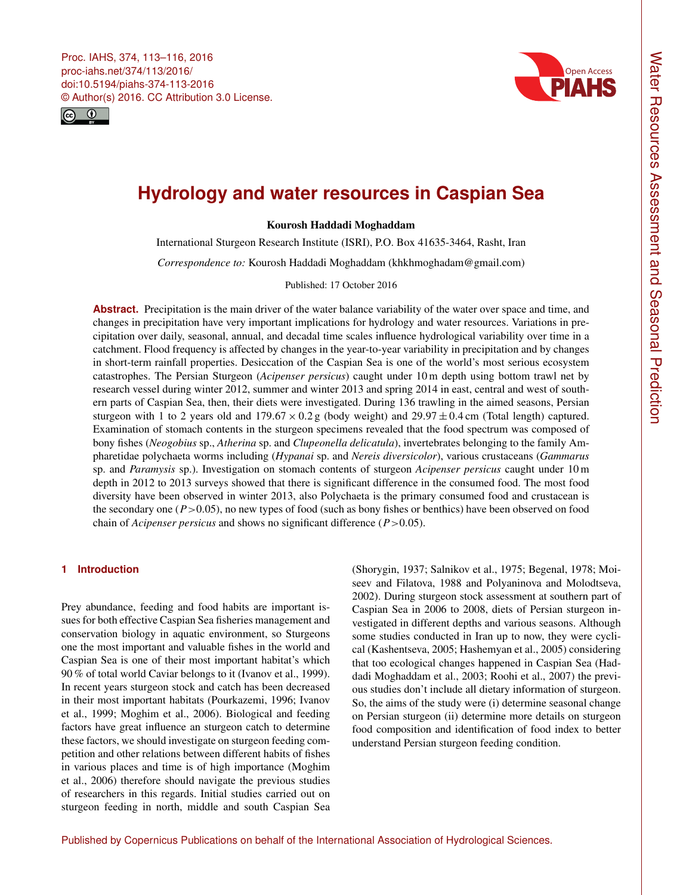# Hydrology and water resources in Caspian Sea

**Kourosh Haddadi Moghaddam**

International Sturgeon Research Institute (ISRI), P.O. Box 41635-3464, Rasht, Iran

*Correspondence to:* Kourosh Haddadi Moghaddam (khkhmoghadam@gmail.com)

Published: 17 October 2016

**Abstract.** Precipitation is the main driver of the water balance variability of the water over space and time, and changes in precipitation have very important implications for hydrology and water resources. Variations in precipitation over daily, seasonal, annual, and decadal time scales influence hydrological variability over time in a catchment. Flood frequency is affected by changes in the year-to-year variability in precipitation and by changes in short-term rainfall properties. Desiccation of the Caspian Sea is one of the world's most serious ecosystem catastrophes. The Persian Sturgeon (*Acipenser persicus*) caught under 10 m depth using bottom trawl net by research vessel during winter 2012, summer and winter 2013 and spring 2014 in east, central and west of southern parts of Caspian Sea, then, their diets were investigated. During 136 trawling in the aimed seasons, Persian sturgeon with 1 to 2 years old and $179.67 \times 0.2$ g (body weight) and $29.97 \pm 0.4$ cm (Total length) captured. Examination of stomach contents in the sturgeon specimens revealed that the food spectrum was composed of bony fishes (*Neogobius* sp., *Atherina* sp. and *Clupeonella delicatula*), invertebrates belonging to the family Ampharetidae polychaeta worms including (*Hypanai* sp. and *Nereis diversicolor*), various crustaceans (*Gammarus* sp. and *Paramysis* sp.). Investigation on stomach contents of sturgeon *Acipenser persicus* caught under 10 m depth in 2012 to 2013 surveys showed that there is significant difference in the consumed food. The most food diversity have been observed in winter 2013, also Polychaeta is the primary consumed food and crustacean is the secondary one ($P > 0.05$), no new types of food (such as bony fishes or benthics) have been observed on food chain of *Acipenser persicus* and shows no significant difference ($P > 0.05$).

## 1 Introduction

Prey abundance, feeding and food habits are important issues for both effective Caspian Sea fisheries management and conservation biology in aquatic environment, so Sturgeons one the most important and valuable fishes in the world and Caspian Sea is one of their most important habitat's which 90 % of total world Caviar belongs to it (Ivanov et al., 1999). In recent years sturgeon stock and catch has been decreased in their most important habitats (Pourkazemi, 1996; Ivanov et al., 1999; Moghim et al., 2006). Biological and feeding factors have great influence an sturgeon catch to determine these factors, we should investigate on sturgeon feeding competition and other relations between different habits of fishes in various places and time is of high importance (Moghim et al., 2006) therefore should navigate the previous studies of researchers in this regards. Initial studies carried out on sturgeon feeding in north, middle and south Caspian Sea (Shorygin, 1937; Salnikov et al., 1975; Begenal, 1978; Moiseev and Filatova, 1988 and Polyaninova and Molodtseva, 2002). During sturgeon stock assessment at southern part of Caspian Sea in 2006 to 2008, diets of Persian sturgeon investigated in different depths and various seasons. Although some studies conducted in Iran up to now, they were cyclical (Kashentseva, 2005; Hashemyan et al., 2005) considering that too ecological changes happened in Caspian Sea (Haddadi Moghaddam et al., 2003; Roohi et al., 2007) the previous studies don't include all dietary information of sturgeon. So, the aims of the study were (i) determine seasonal change on Persian sturgeon (ii) determine more details on sturgeon food composition and identification of food index to better understand Persian sturgeon feeding condition.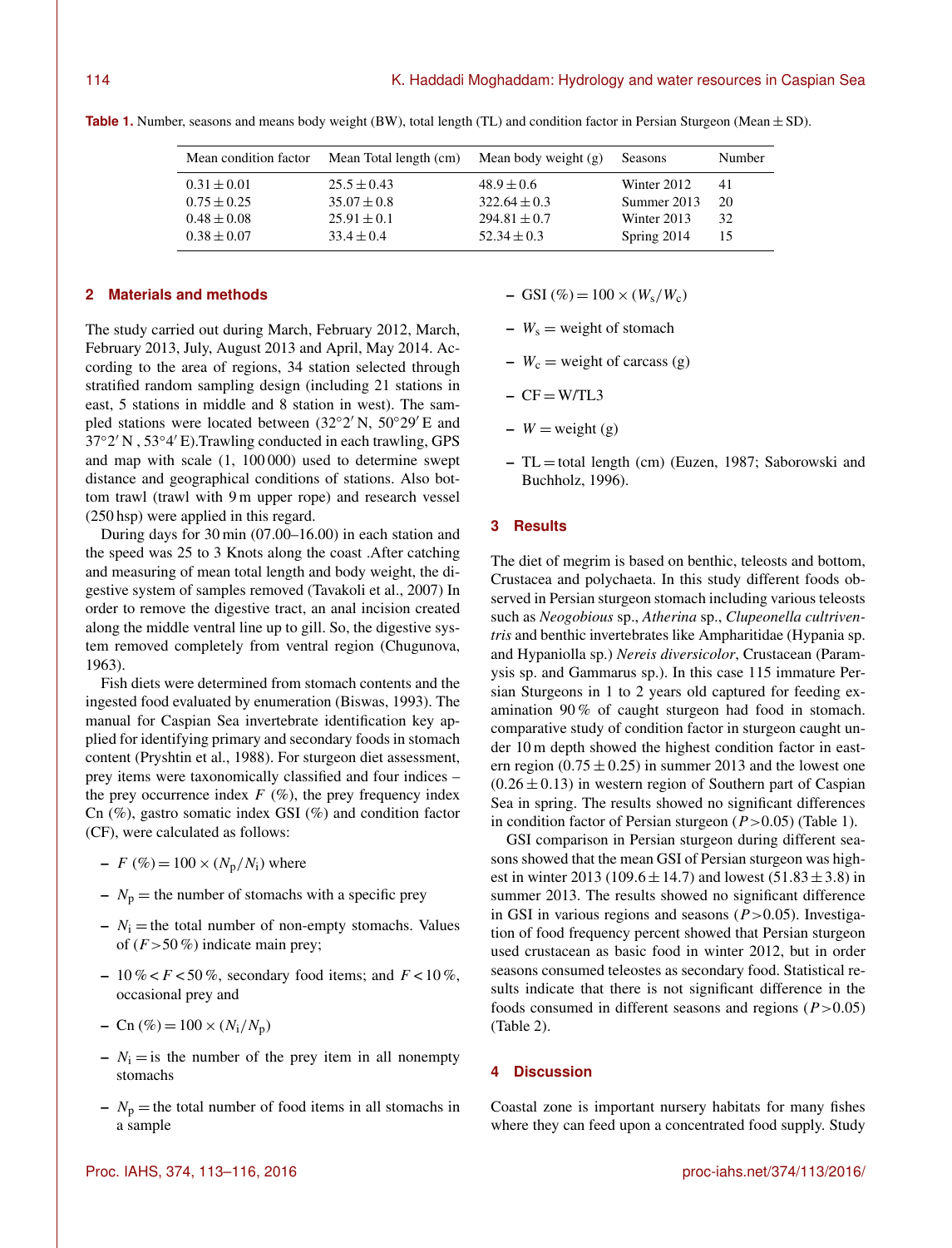**Table 1.** Number, seasons and means body weight (BW), total length (TL) and condition factor in Persian Sturgeon (Mean ± SD).

| Mean condition factor | Mean Total length (cm) | Mean body weight (g) | Seasons | Number |
|---|---|---|---|---|
| $0.31 \pm 0.01$ | $25.5 \pm 0.43$ | $48.9 \pm 0.6$ | Winter 2012 | 41 |
| $0.75 \pm 0.25$ | $35.07 \pm 0.8$ | $322.64 \pm 0.3$ | Summer 2013 | 20 |
| $0.48 \pm 0.08$ | $25.91 \pm 0.1$ | $294.81 \pm 0.7$ | Winter 2013 | 32 |
| $0.38 \pm 0.07$ | $33.4 \pm 0.4$ | $52.34 \pm 0.3$ | Spring 2014 | 15 |

## 2 Materials and methods

The study carried out during March, February 2012, March, February 2013, July, August 2013 and April, May 2014. According to the area of regions, 34 station selected through stratified random sampling design (including 21 stations in east, 5 stations in middle and 8 station in west). The sampled stations were located between (32°2′ N, 50°29′ E and 37°2′ N , 53°4′ E).Trawling conducted in each trawling, GPS and map with scale (1, 100 000) used to determine swept distance and geographical conditions of stations. Also bottom trawl (trawl with 9 m upper rope) and research vessel (250 hsp) were applied in this regard.

During days for 30 min (07.00–16.00) in each station and the speed was 25 to 3 Knots along the coast .After catching and measuring of mean total length and body weight, the digestive system of samples removed (Tavakoli et al., 2007) In order to remove the digestive tract, an anal incision created along the middle ventral line up to gill. So, the digestive system removed completely from ventral region (Chugunova, 1963).

Fish diets were determined from stomach contents and the ingested food evaluated by enumeration (Biswas, 1993). The manual for Caspian Sea invertebrate identification key applied for identifying primary and secondary foods in stomach content (Pryshtin et al., 1988). For sturgeon diet assessment, prey items were taxonomically classified and four indices – the prey occurrence index $F$ (%), the prey frequency index Cn (%), gastro somatic index GSI (%) and condition factor (CF), were calculated as follows:

- $F$ (%) $= 100 \times (N_p/N_i)$ where
- $N_p$ = the number of stomachs with a specific prey
- $N_i$ = the total number of non-empty stomachs. Values of ($F > 50$ %) indicate main prey;
- $10\,\% < F < 50\,\%$, secondary food items; and $F < 10\,\%$, occasional prey and
- Cn (%) $= 100 \times (N_i/N_p)$
- $N_i$ = is the number of the prey item in all nonempty stomachs
- $N_p$ = the total number of food items in all stomachs in a sample
- GSI (%) $= 100 \times (W_s/W_c)$
- $W_s$ = weight of stomach
- $W_c$ = weight of carcass (g)
- CF = W/TL3
- $W$ = weight (g)
- TL = total length (cm) (Euzen, 1987; Saborowski and Buchholz, 1996).

## 3 Results

The diet of megrim is based on benthic, teleosts and bottom, Crustacea and polychaeta. In this study different foods observed in Persian sturgeon stomach including various teleosts such as *Neogobious* sp., *Atherina* sp., *Clupeonella cultriventris* and benthic invertebrates like Ampharitidae (Hypania sp. and Hypaniolla sp.) *Nereis diversicolor*, Crustacean (Paramysis sp. and Gammarus sp.). In this case 115 immature Persian Sturgeons in 1 to 2 years old captured for feeding examination 90 % of caught sturgeon had food in stomach. comparative study of condition factor in sturgeon caught under 10 m depth showed the highest condition factor in eastern region ($0.75 \pm 0.25$) in summer 2013 and the lowest one ($0.26 \pm 0.13$) in western region of Southern part of Caspian Sea in spring. The results showed no significant differences in condition factor of Persian sturgeon ($P > 0.05$) (Table 1).

GSI comparison in Persian sturgeon during different seasons showed that the mean GSI of Persian sturgeon was highest in winter 2013 ($109.6 \pm 14.7$) and lowest ($51.83 \pm 3.8$) in summer 2013. The results showed no significant difference in GSI in various regions and seasons ($P > 0.05$). Investigation of food frequency percent showed that Persian sturgeon used crustacean as basic food in winter 2012, but in order seasons consumed teleostes as secondary food. Statistical results indicate that there is not significant difference in the foods consumed in different seasons and regions ($P > 0.05$) (Table 2).

## 4 Discussion

Coastal zone is important nursery habitats for many fishes where they can feed upon a concentrated food supply. Study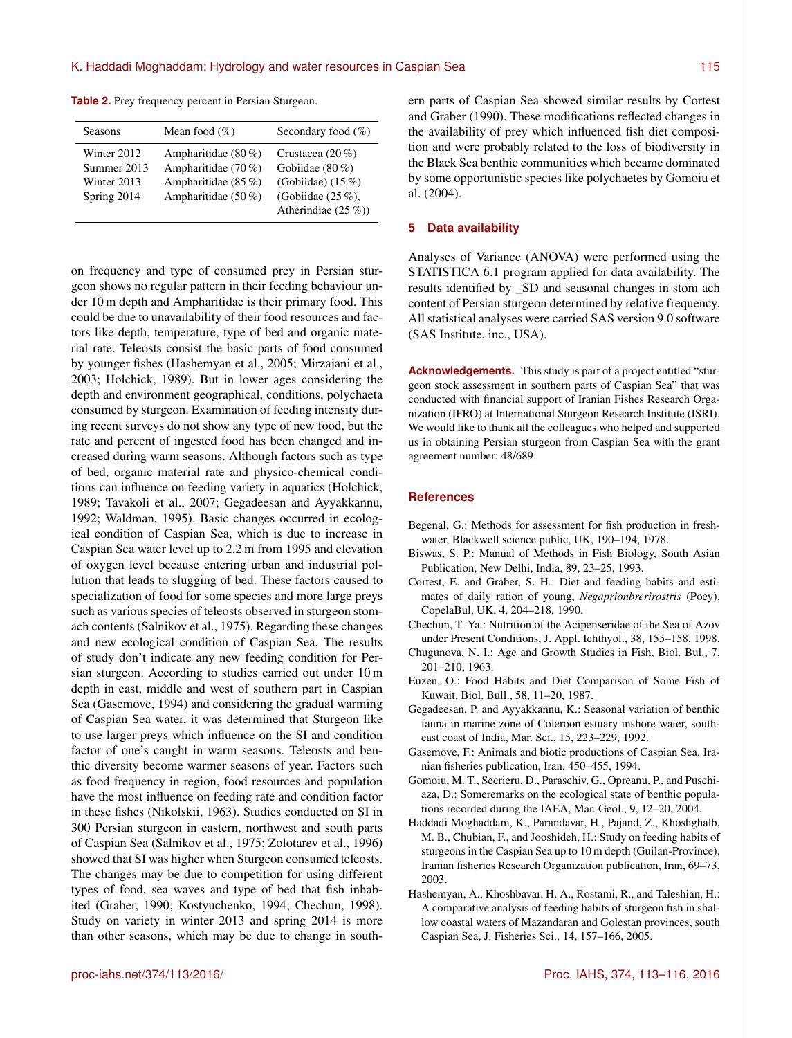**Table 2.** Prey frequency percent in Persian Sturgeon.

| Seasons | Mean food (%) | Secondary food (%) |
|---|---|---|
| Winter 2012 | Ampharitidae (80 %) | Crustacea (20 %) |
| Summer 2013 | Ampharitidae (70 %) | Gobiidae (80 %) |
| Winter 2013 | Ampharitidae (85 %) | (Gobiidae) (15 %) |
| Spring 2014 | Ampharitidae (50 %) | (Gobiidae (25 %), Atherindiae (25 %)) |

on frequency and type of consumed prey in Persian sturgeon shows no regular pattern in their feeding behaviour under 10 m depth and Ampharitidae is their primary food. This could be due to unavailability of their food resources and factors like depth, temperature, type of bed and organic material rate. Teleosts consist the basic parts of food consumed by younger fishes (Hashemyan et al., 2005; Mirzajani et al., 2003; Holchick, 1989). But in lower ages considering the depth and environment geographical, conditions, polychaeta consumed by sturgeon. Examination of feeding intensity during recent surveys do not show any type of new food, but the rate and percent of ingested food has been changed and increased during warm seasons. Although factors such as type of bed, organic material rate and physico-chemical conditions can influence on feeding variety in aquatics (Holchick, 1989; Tavakoli et al., 2007; Gegadeesan and Ayyakkannu, 1992; Waldman, 1995). Basic changes occurred in ecological condition of Caspian Sea, which is due to increase in Caspian Sea water level up to 2.2 m from 1995 and elevation of oxygen level because entering urban and industrial pollution that leads to slugging of bed. These factors caused to specialization of food for some species and more large preys such as various species of teleosts observed in sturgeon stomach contents (Salnikov et al., 1975). Regarding these changes and new ecological condition of Caspian Sea, The results of study don't indicate any new feeding condition for Persian sturgeon. According to studies carried out under 10 m depth in east, middle and west of southern part in Caspian Sea (Gasemove, 1994) and considering the gradual warming of Caspian Sea water, it was determined that Sturgeon like to use larger preys which influence on the SI and condition factor of one's caught in warm seasons. Teleosts and benthic diversity become warmer seasons of year. Factors such as food frequency in region, food resources and population have the most influence on feeding rate and condition factor in these fishes (Nikolskii, 1963). Studies conducted on SI in 300 Persian sturgeon in eastern, northwest and south parts of Caspian Sea (Salnikov et al., 1975; Zolotarev et al., 1996) showed that SI was higher when Sturgeon consumed teleosts. The changes may be due to competition for using different types of food, sea waves and type of bed that fish inhabited (Graber, 1990; Kostyuchenko, 1994; Chechun, 1998). Study on variety in winter 2013 and spring 2014 is more than other seasons, which may be due to change in southern parts of Caspian Sea showed similar results by Cortest and Graber (1990). These modifications reflected changes in the availability of prey which influenced fish diet composition and were probably related to the loss of biodiversity in the Black Sea benthic communities which became dominated by some opportunistic species like polychaetes by Gomoiu et al. (2004).

## 5 Data availability

Analyses of Variance (ANOVA) were performed using the STATISTICA 6.1 program applied for data availability. The results identified by _SD and seasonal changes in stom ach content of Persian sturgeon determined by relative frequency. All statistical analyses were carried SAS version 9.0 software (SAS Institute, inc., USA).

**Acknowledgements.** This study is part of a project entitled "sturgeon stock assessment in southern parts of Caspian Sea" that was conducted with financial support of Iranian Fishes Research Organization (IFRO) at International Sturgeon Research Institute (ISRI). We would like to thank all the colleagues who helped and supported us in obtaining Persian sturgeon from Caspian Sea with the grant agreement number: 48/689.

## References

Begenal, G.: Methods for assessment for fish production in freshwater, Blackwell science public, UK, 190–194, 1978.

Biswas, S. P.: Manual of Methods in Fish Biology, South Asian Publication, New Delhi, India, 89, 23–25, 1993.

Cortest, E. and Graber, S. H.: Diet and feeding habits and estimates of daily ration of young, *Negaprionbrerirostris* (Poey), CopelaBul, UK, 4, 204–218, 1990.

Chechun, T. Ya.: Nutrition of the Acipenseridae of the Sea of Azov under Present Conditions, J. Appl. Ichthyol., 38, 155–158, 1998.

Chugunova, N. I.: Age and Growth Studies in Fish, Biol. Bul., 7, 201–210, 1963.

Euzen, O.: Food Habits and Diet Comparison of Some Fish of Kuwait, Biol. Bull., 58, 11–20, 1987.

Gegadeesan, P. and Ayyakkannu, K.: Seasonal variation of benthic fauna in marine zone of Coleroon estuary inshore water, southeast coast of India, Mar. Sci., 15, 223–229, 1992.

Gasemove, F.: Animals and biotic productions of Caspian Sea, Iranian fisheries publication, Iran, 450–455, 1994.

Gomoiu, M. T., Secrieru, D., Paraschiv, G., Opreanu, P., and Puschiaza, D.: Someremarks on the ecological state of benthic populations recorded during the IAEA, Mar. Geol., 9, 12–20, 2004.

Haddadi Moghaddam, K., Parandavar, H., Pajand, Z., Khoshghalb, M. B., Chubian, F., and Jooshideh, H.: Study on feeding habits of sturgeons in the Caspian Sea up to 10 m depth (Guilan-Province), Iranian fisheries Research Organization publication, Iran, 69–73, 2003.

Hashemyan, A., Khoshbavar, H. A., Rostami, R., and Taleshian, H.: A comparative analysis of feeding habits of sturgeon fish in shallow coastal waters of Mazandaran and Golestan provinces, south Caspian Sea, J. Fisheries Sci., 14, 157–166, 2005.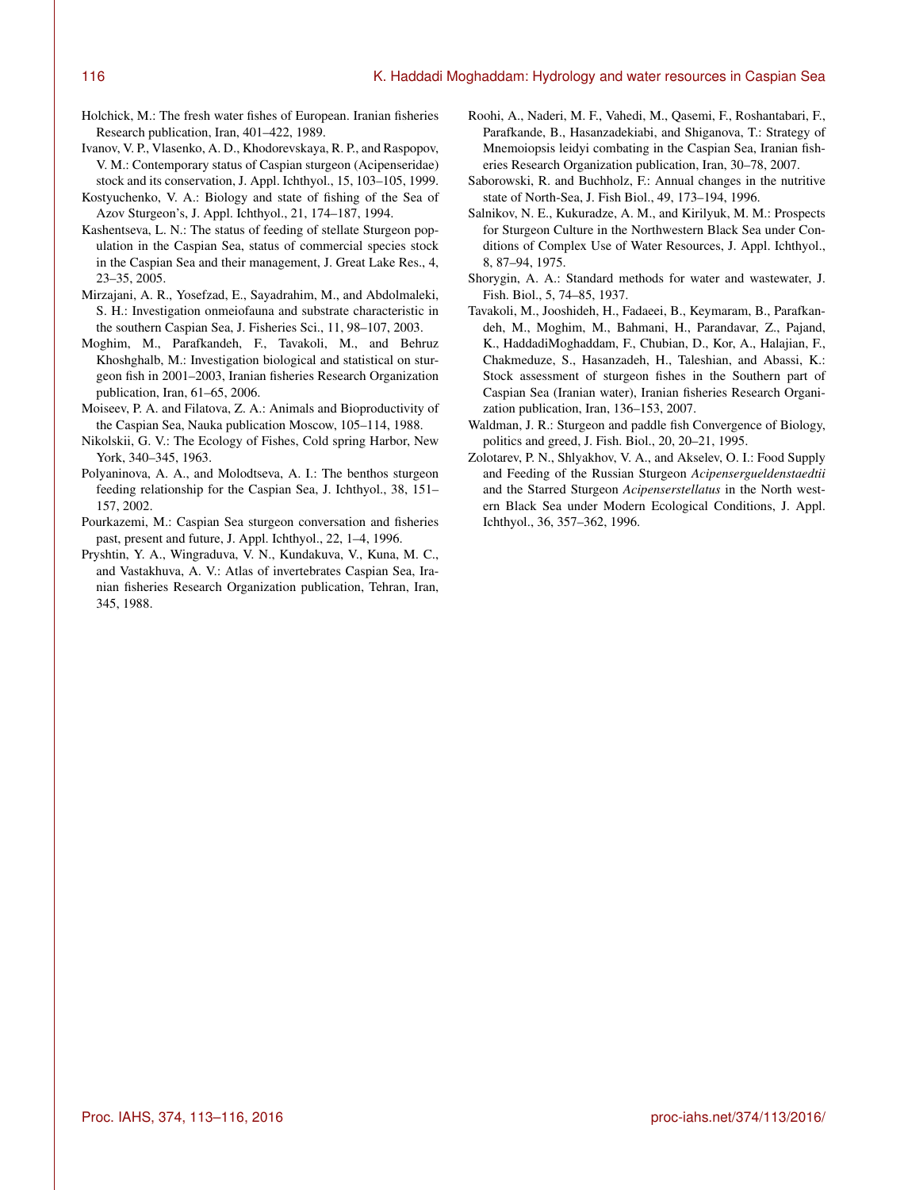Holchick, M.: The fresh water fishes of European. Iranian fisheries Research publication, Iran, 401–422, 1989.

Ivanov, V. P., Vlasenko, A. D., Khodorevskaya, R. P., and Raspopov, V. M.: Contemporary status of Caspian sturgeon (Acipenseridae) stock and its conservation, J. Appl. Ichthyol., 15, 103–105, 1999.

Kostyuchenko, V. A.: Biology and state of fishing of the Sea of Azov Sturgeon's, J. Appl. Ichthyol., 21, 174–187, 1994.

Kashentseva, L. N.: The status of feeding of stellate Sturgeon population in the Caspian Sea, status of commercial species stock in the Caspian Sea and their management, J. Great Lake Res., 4, 23–35, 2005.

Mirzajani, A. R., Yosefzad, E., Sayadrahim, M., and Abdolmaleki, S. H.: Investigation onmeiofauna and substrate characteristic in the southern Caspian Sea, J. Fisheries Sci., 11, 98–107, 2003.

Moghim, M., Parafkandeh, F., Tavakoli, M., and Behruz Khoshghalb, M.: Investigation biological and statistical on sturgeon fish in 2001–2003, Iranian fisheries Research Organization publication, Iran, 61–65, 2006.

Moiseev, P. A. and Filatova, Z. A.: Animals and Bioproductivity of the Caspian Sea, Nauka publication Moscow, 105–114, 1988.

Nikolskii, G. V.: The Ecology of Fishes, Cold spring Harbor, New York, 340–345, 1963.

Polyaninova, A. A., and Molodtseva, A. I.: The benthos sturgeon feeding relationship for the Caspian Sea, J. Ichthyol., 38, 151–157, 2002.

Pourkazemi, M.: Caspian Sea sturgeon conversation and fisheries past, present and future, J. Appl. Ichthyol., 22, 1–4, 1996.

Pryshtin, Y. A., Wingraduva, V. N., Kundakuva, V., Kuna, M. C., and Vastakhuva, A. V.: Atlas of invertebrates Caspian Sea, Iranian fisheries Research Organization publication, Tehran, Iran, 345, 1988.

Roohi, A., Naderi, M. F., Vahedi, M., Qasemi, F., Roshantabari, F., Parafkande, B., Hasanzadekiabi, and Shiganova, T.: Strategy of Mnemoiopsis leidyi combating in the Caspian Sea, Iranian fisheries Research Organization publication, Iran, 30–78, 2007.

Saborowski, R. and Buchholz, F.: Annual changes in the nutritive state of North-Sea, J. Fish Biol., 49, 173–194, 1996.

Salnikov, N. E., Kukuradze, A. M., and Kirilyuk, M. M.: Prospects for Sturgeon Culture in the Northwestern Black Sea under Conditions of Complex Use of Water Resources, J. Appl. Ichthyol., 8, 87–94, 1975.

Shorygin, A. A.: Standard methods for water and wastewater, J. Fish. Biol., 5, 74–85, 1937.

Tavakoli, M., Jooshideh, H., Fadaeei, B., Keymaram, B., Parafkandeh, M., Moghim, M., Bahmani, H., Parandavar, Z., Pajand, K., HaddadiMoghaddam, F., Chubian, D., Kor, A., Halajian, F., Chakmeduze, S., Hasanzadeh, H., Taleshian, and Abassi, K.: Stock assessment of sturgeon fishes in the Southern part of Caspian Sea (Iranian water), Iranian fisheries Research Organization publication, Iran, 136–153, 2007.

Waldman, J. R.: Sturgeon and paddle fish Convergence of Biology, politics and greed, J. Fish. Biol., 20, 20–21, 1995.

Zolotarev, P. N., Shlyakhov, V. A., and Akselev, O. I.: Food Supply and Feeding of the Russian Sturgeon *Acipensergueldenstaedtii* and the Starred Sturgeon *Acipenserstellatus* in the North western Black Sea under Modern Ecological Conditions, J. Appl. Ichthyol., 36, 357–362, 1996.